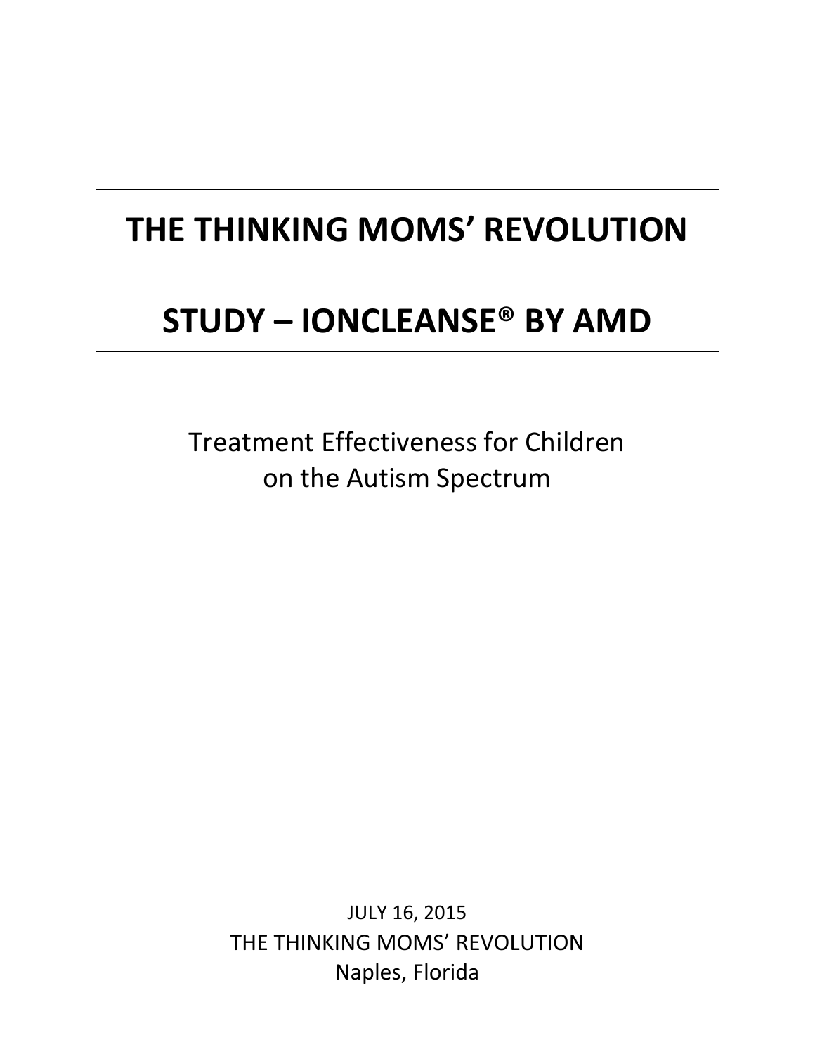# THE THINKING MOMS' REVOLUTION

# STUDY – IONCLEANSE® BY AMD

Treatment Effectiveness for Children on the Autism Spectrum

JULY 16, 2015
THE THINKING MOMS' REVOLUTION
Naples, Florida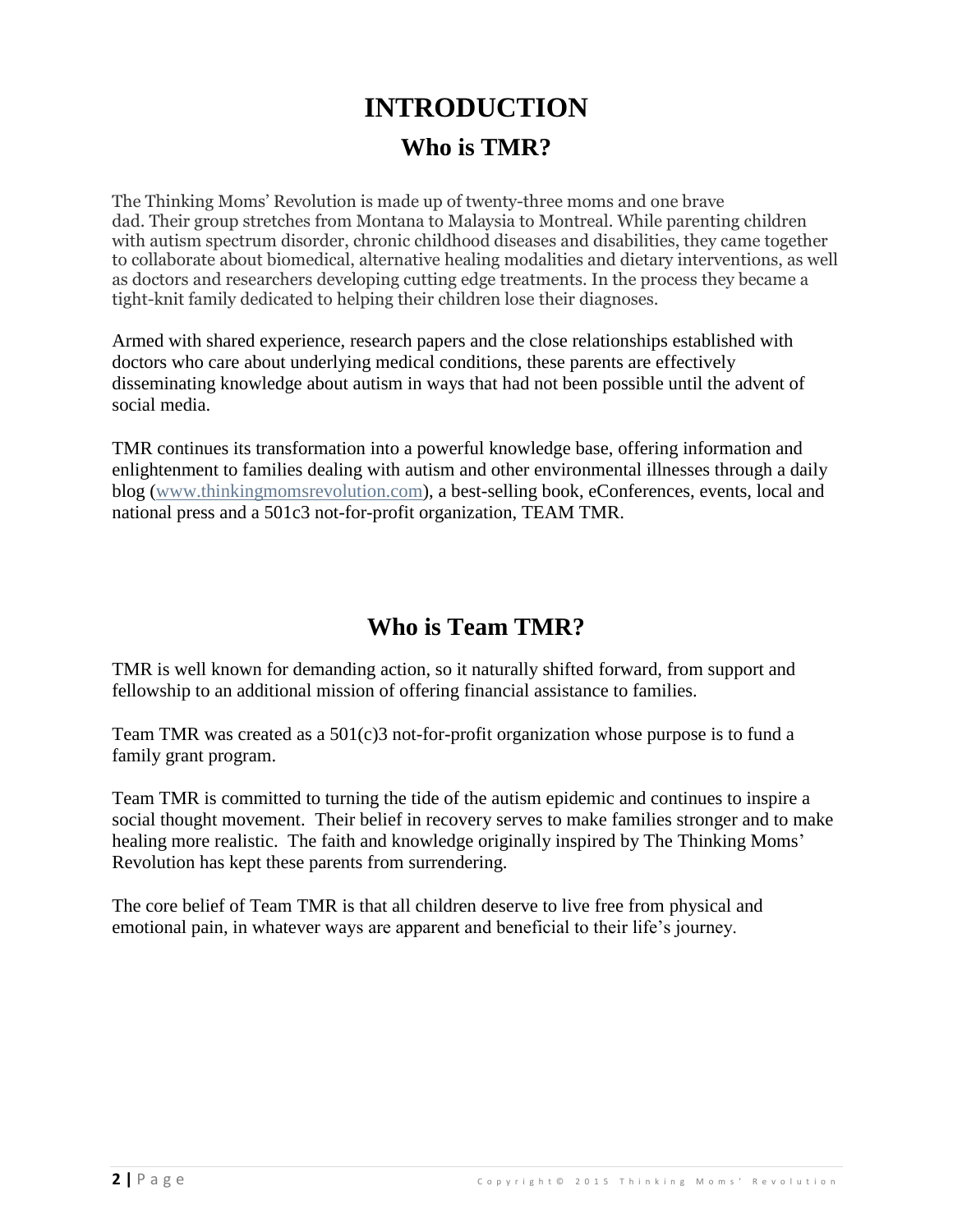# INTRODUCTION

## Who is TMR?

The Thinking Moms' Revolution is made up of twenty-three moms and one brave dad. Their group stretches from Montana to Malaysia to Montreal. While parenting children with autism spectrum disorder, chronic childhood diseases and disabilities, they came together to collaborate about biomedical, alternative healing modalities and dietary interventions, as well as doctors and researchers developing cutting edge treatments. In the process they became a tight-knit family dedicated to helping their children lose their diagnoses.

Armed with shared experience, research papers and the close relationships established with doctors who care about underlying medical conditions, these parents are effectively disseminating knowledge about autism in ways that had not been possible until the advent of social media.

TMR continues its transformation into a powerful knowledge base, offering information and enlightenment to families dealing with autism and other environmental illnesses through a daily blog (www.thinkingmomsrevolution.com), a best-selling book, eConferences, events, local and national press and a 501c3 not-for-profit organization, TEAM TMR.

## Who is Team TMR?

TMR is well known for demanding action, so it naturally shifted forward, from support and fellowship to an additional mission of offering financial assistance to families.

Team TMR was created as a 501(c)3 not-for-profit organization whose purpose is to fund a family grant program.

Team TMR is committed to turning the tide of the autism epidemic and continues to inspire a social thought movement. Their belief in recovery serves to make families stronger and to make healing more realistic. The faith and knowledge originally inspired by The Thinking Moms' Revolution has kept these parents from surrendering.

The core belief of Team TMR is that all children deserve to live free from physical and emotional pain, in whatever ways are apparent and beneficial to their life's journey.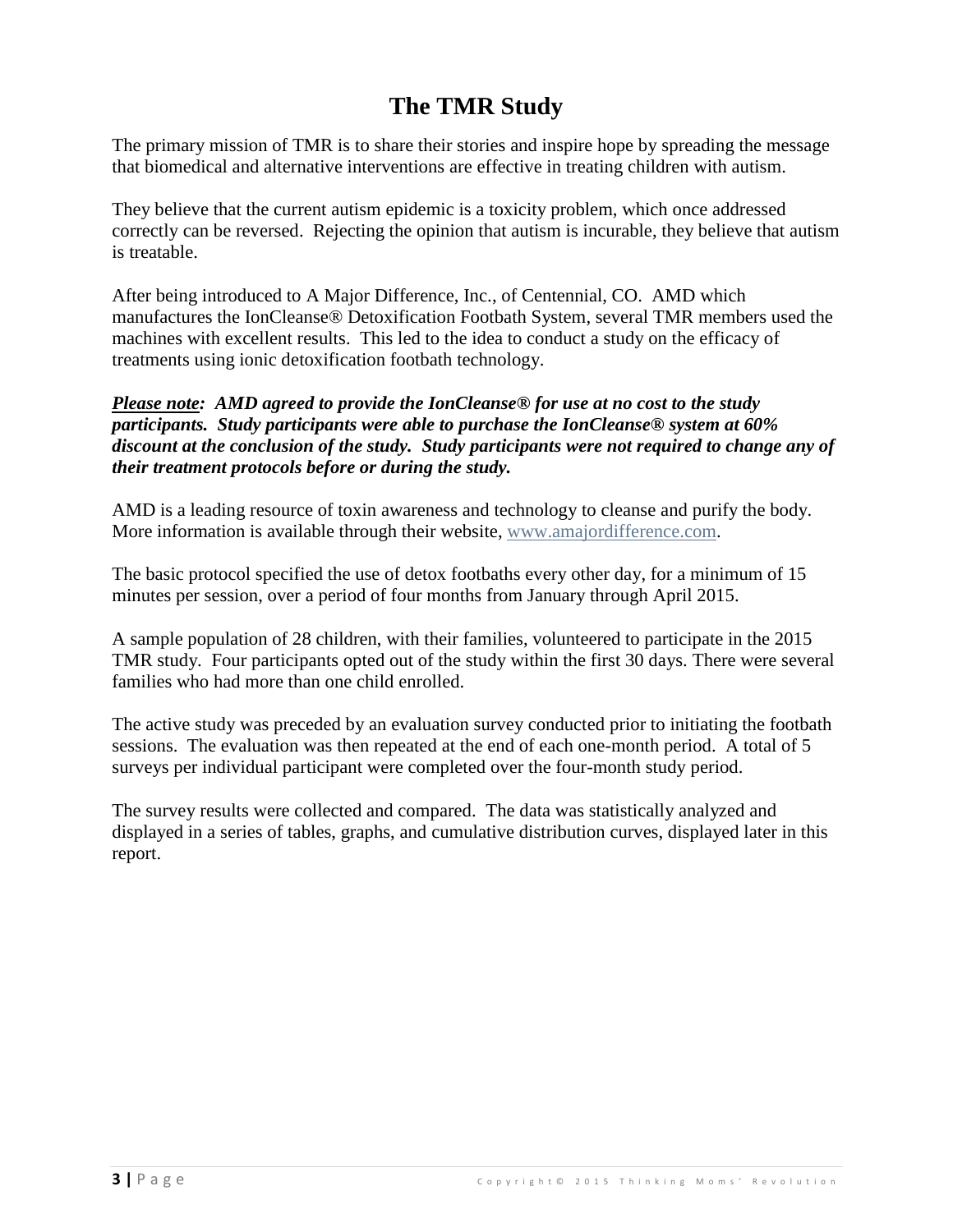# The TMR Study

The primary mission of TMR is to share their stories and inspire hope by spreading the message that biomedical and alternative interventions are effective in treating children with autism.

They believe that the current autism epidemic is a toxicity problem, which once addressed correctly can be reversed. Rejecting the opinion that autism is incurable, they believe that autism is treatable.

After being introduced to A Major Difference, Inc., of Centennial, CO. AMD which manufactures the IonCleanse® Detoxification Footbath System, several TMR members used the machines with excellent results. This led to the idea to conduct a study on the efficacy of treatments using ionic detoxification footbath technology.

***Please note**: AMD agreed to provide the IonCleanse® for use at no cost to the study participants. Study participants were able to purchase the IonCleanse® system at 60% discount at the conclusion of the study. Study participants were not required to change any of their treatment protocols before or during the study.*

AMD is a leading resource of toxin awareness and technology to cleanse and purify the body. More information is available through their website, www.amajordifference.com.

The basic protocol specified the use of detox footbaths every other day, for a minimum of 15 minutes per session, over a period of four months from January through April 2015.

A sample population of 28 children, with their families, volunteered to participate in the 2015 TMR study. Four participants opted out of the study within the first 30 days. There were several families who had more than one child enrolled.

The active study was preceded by an evaluation survey conducted prior to initiating the footbath sessions. The evaluation was then repeated at the end of each one-month period. A total of 5 surveys per individual participant were completed over the four-month study period.

The survey results were collected and compared. The data was statistically analyzed and displayed in a series of tables, graphs, and cumulative distribution curves, displayed later in this report.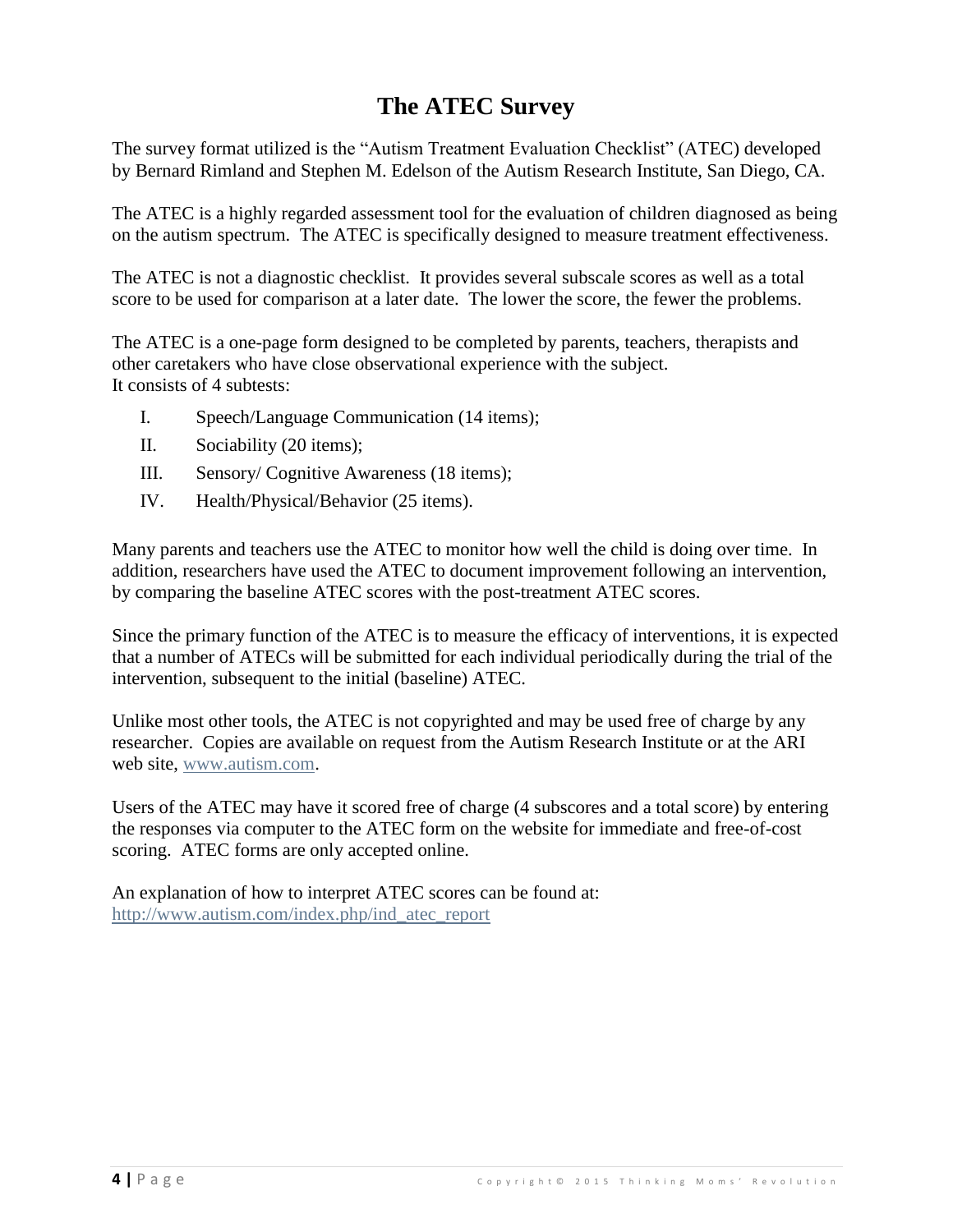# The ATEC Survey

The survey format utilized is the "Autism Treatment Evaluation Checklist" (ATEC) developed by Bernard Rimland and Stephen M. Edelson of the Autism Research Institute, San Diego, CA.

The ATEC is a highly regarded assessment tool for the evaluation of children diagnosed as being on the autism spectrum. The ATEC is specifically designed to measure treatment effectiveness.

The ATEC is not a diagnostic checklist. It provides several subscale scores as well as a total score to be used for comparison at a later date. The lower the score, the fewer the problems.

The ATEC is a one-page form designed to be completed by parents, teachers, therapists and other caretakers who have close observational experience with the subject.
It consists of 4 subtests:

I. Speech/Language Communication (14 items);

II. Sociability (20 items);

III. Sensory/ Cognitive Awareness (18 items);

IV. Health/Physical/Behavior (25 items).

Many parents and teachers use the ATEC to monitor how well the child is doing over time. In addition, researchers have used the ATEC to document improvement following an intervention, by comparing the baseline ATEC scores with the post-treatment ATEC scores.

Since the primary function of the ATEC is to measure the efficacy of interventions, it is expected that a number of ATECs will be submitted for each individual periodically during the trial of the intervention, subsequent to the initial (baseline) ATEC.

Unlike most other tools, the ATEC is not copyrighted and may be used free of charge by any researcher. Copies are available on request from the Autism Research Institute or at the ARI web site, www.autism.com.

Users of the ATEC may have it scored free of charge (4 subscores and a total score) by entering the responses via computer to the ATEC form on the website for immediate and free-of-cost scoring. ATEC forms are only accepted online.

An explanation of how to interpret ATEC scores can be found at:
http://www.autism.com/index.php/ind_atec_report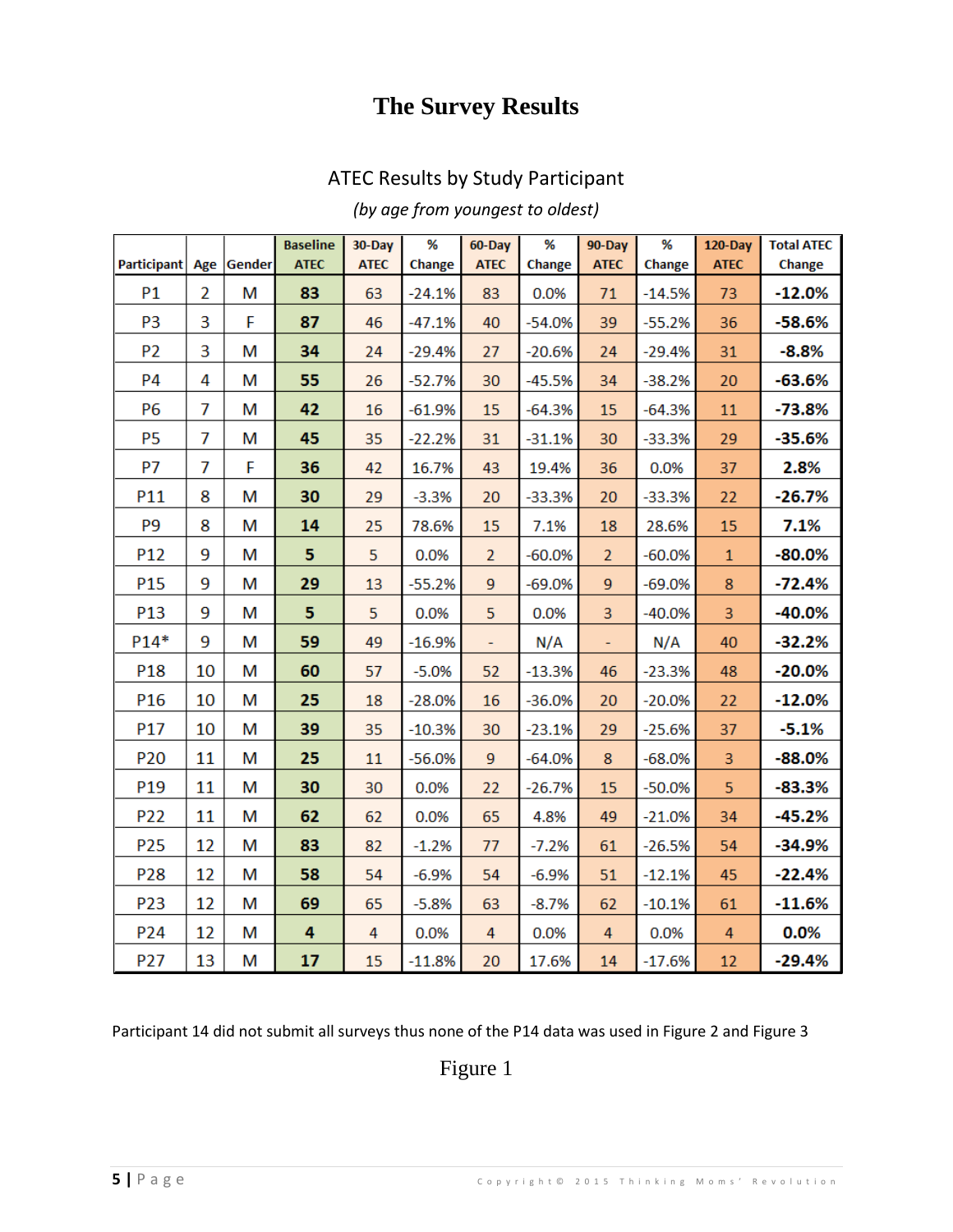# The Survey Results

ATEC Results by Study Participant

*(by age from youngest to oldest)*

| Participant | Age | Gender | Baseline ATEC | 30-Day ATEC | % Change | 60-Day ATEC | % Change | 90-Day ATEC | % Change | 120-Day ATEC | Total ATEC Change |
|---|---|---|---|---|---|---|---|---|---|---|---|
| P1 | 2 | M | **83** | 63 | -24.1% | 83 | 0.0% | 71 | -14.5% | 73 | **-12.0%** |
| P3 | 3 | F | **87** | 46 | -47.1% | 40 | -54.0% | 39 | -55.2% | 36 | **-58.6%** |
| P2 | 3 | M | **34** | 24 | -29.4% | 27 | -20.6% | 24 | -29.4% | 31 | **-8.8%** |
| P4 | 4 | M | **55** | 26 | -52.7% | 30 | -45.5% | 34 | -38.2% | 20 | **-63.6%** |
| P6 | 7 | M | **42** | 16 | -61.9% | 15 | -64.3% | 15 | -64.3% | 11 | **-73.8%** |
| P5 | 7 | M | **45** | 35 | -22.2% | 31 | -31.1% | 30 | -33.3% | 29 | **-35.6%** |
| P7 | 7 | F | **36** | 42 | 16.7% | 43 | 19.4% | 36 | 0.0% | 37 | **2.8%** |
| P11 | 8 | M | **30** | 29 | -3.3% | 20 | -33.3% | 20 | -33.3% | 22 | **-26.7%** |
| P9 | 8 | M | **14** | 25 | 78.6% | 15 | 7.1% | 18 | 28.6% | 15 | **7.1%** |
| P12 | 9 | M | **5** | 5 | 0.0% | 2 | -60.0% | 2 | -60.0% | 1 | **-80.0%** |
| P15 | 9 | M | **29** | 13 | -55.2% | 9 | -69.0% | 9 | -69.0% | 8 | **-72.4%** |
| P13 | 9 | M | **5** | 5 | 0.0% | 5 | 0.0% | 3 | -40.0% | 3 | **-40.0%** |
| P14* | 9 | M | **59** | 49 | -16.9% | - | N/A | - | N/A | 40 | **-32.2%** |
| P18 | 10 | M | **60** | 57 | -5.0% | 52 | -13.3% | 46 | -23.3% | 48 | **-20.0%** |
| P16 | 10 | M | **25** | 18 | -28.0% | 16 | -36.0% | 20 | -20.0% | 22 | **-12.0%** |
| P17 | 10 | M | **39** | 35 | -10.3% | 30 | -23.1% | 29 | -25.6% | 37 | **-5.1%** |
| P20 | 11 | M | **25** | 11 | -56.0% | 9 | -64.0% | 8 | -68.0% | 3 | **-88.0%** |
| P19 | 11 | M | **30** | 30 | 0.0% | 22 | -26.7% | 15 | -50.0% | 5 | **-83.3%** |
| P22 | 11 | M | **62** | 62 | 0.0% | 65 | 4.8% | 49 | -21.0% | 34 | **-45.2%** |
| P25 | 12 | M | **83** | 82 | -1.2% | 77 | -7.2% | 61 | -26.5% | 54 | **-34.9%** |
| P28 | 12 | M | **58** | 54 | -6.9% | 54 | -6.9% | 51 | -12.1% | 45 | **-22.4%** |
| P23 | 12 | M | **69** | 65 | -5.8% | 63 | -8.7% | 62 | -10.1% | 61 | **-11.6%** |
| P24 | 12 | M | **4** | 4 | 0.0% | 4 | 0.0% | 4 | 0.0% | 4 | **0.0%** |
| P27 | 13 | M | **17** | 15 | -11.8% | 20 | 17.6% | 14 | -17.6% | 12 | **-29.4%** |

Participant 14 did not submit all surveys thus none of the P14 data was used in Figure 2 and Figure 3

Figure 1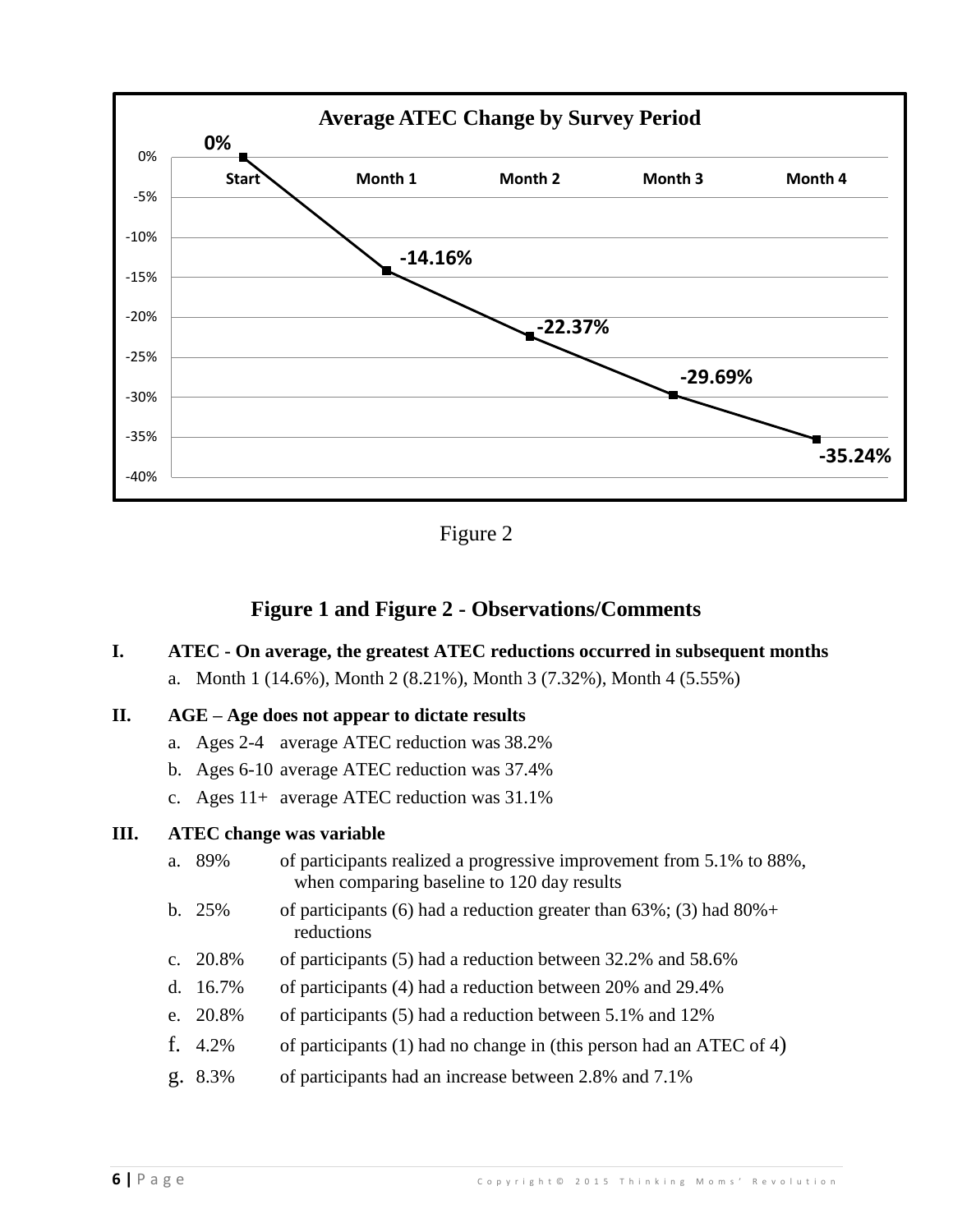**Average ATEC Change by Survey Period**

| Start | Month 1 | Month 2 | Month 3 | Month 4 |
|---|---|---|---|---|
| 0% | -14.16% | -22.37% | -29.69% | -35.24% |

Figure 2

## Figure 1 and Figure 2 - Observations/Comments

**I. ATEC - On average, the greatest ATEC reductions occurred in subsequent months**

a. Month 1 (14.6%), Month 2 (8.21%), Month 3 (7.32%), Month 4 (5.55%)

**II. AGE – Age does not appear to dictate results**

a. Ages 2-4 average ATEC reduction was 38.2%
b. Ages 6-10 average ATEC reduction was 37.4%
c. Ages 11+ average ATEC reduction was 31.1%

**III. ATEC change was variable**

a. 89% of participants realized a progressive improvement from 5.1% to 88%, when comparing baseline to 120 day results
b. 25% of participants (6) had a reduction greater than 63%; (3) had 80%+ reductions
c. 20.8% of participants (5) had a reduction between 32.2% and 58.6%
d. 16.7% of participants (4) had a reduction between 20% and 29.4%
e. 20.8% of participants (5) had a reduction between 5.1% and 12%
f. 4.2% of participants (1) had no change in (this person had an ATEC of 4)
g. 8.3% of participants had an increase between 2.8% and 7.1%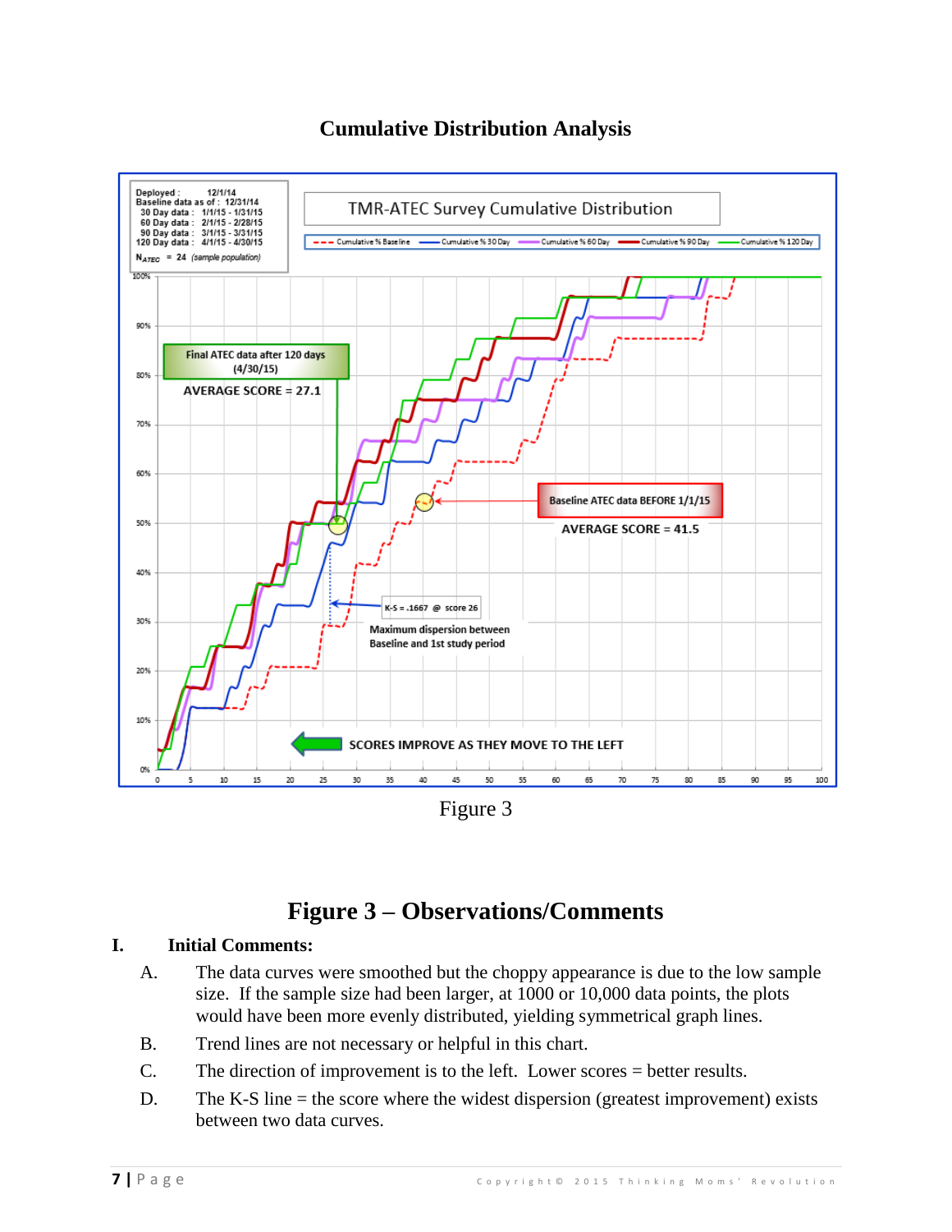# Cumulative Distribution Analysis

Figure 3

# Figure 3 – Observations/Comments

**I. Initial Comments:**

A. The data curves were smoothed but the choppy appearance is due to the low sample size. If the sample size had been larger, at 1000 or 10,000 data points, the plots would have been more evenly distributed, yielding symmetrical graph lines.

B. Trend lines are not necessary or helpful in this chart.

C. The direction of improvement is to the left. Lower scores = better results.

D. The K-S line = the score where the widest dispersion (greatest improvement) exists between two data curves.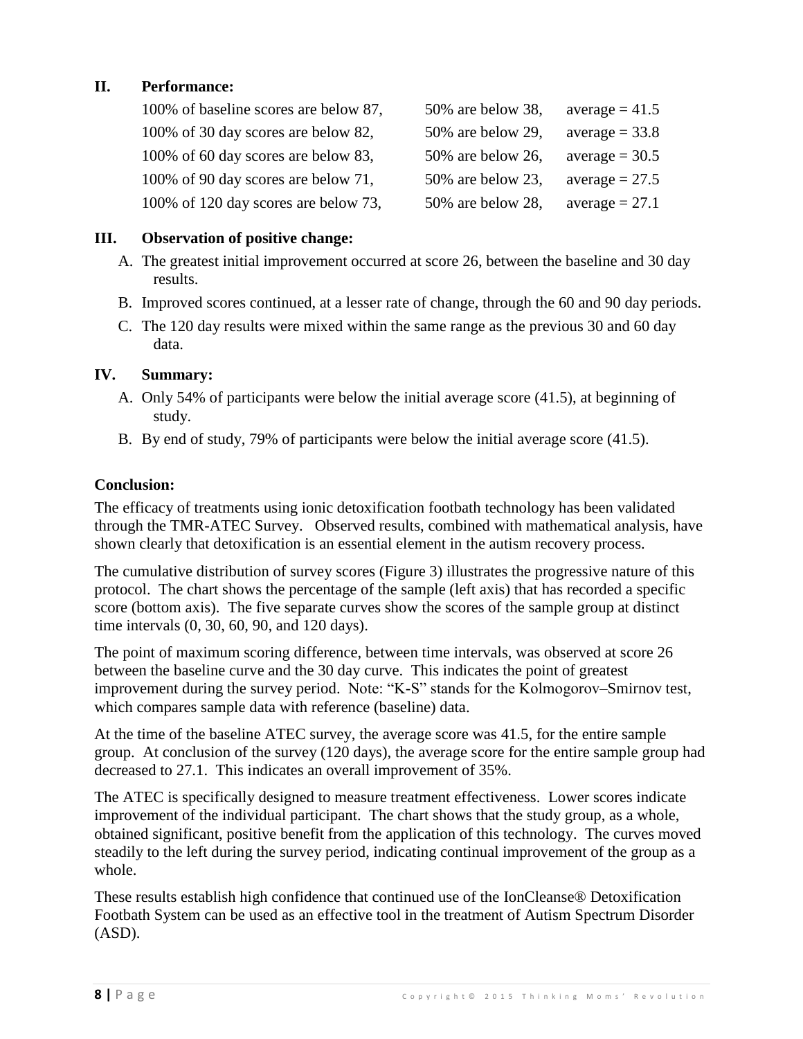## II. Performance:

| | | |
|---|---|---|
| 100% of baseline scores are below 87, | 50% are below 38, | average = 41.5 |
| 100% of 30 day scores are below 82, | 50% are below 29, | average = 33.8 |
| 100% of 60 day scores are below 83, | 50% are below 26, | average = 30.5 |
| 100% of 90 day scores are below 71, | 50% are below 23, | average = 27.5 |
| 100% of 120 day scores are below 73, | 50% are below 28, | average = 27.1 |

## III. Observation of positive change:

A. The greatest initial improvement occurred at score 26, between the baseline and 30 day results.

B. Improved scores continued, at a lesser rate of change, through the 60 and 90 day periods.

C. The 120 day results were mixed within the same range as the previous 30 and 60 day data.

## IV. Summary:

A. Only 54% of participants were below the initial average score (41.5), at beginning of study.

B. By end of study, 79% of participants were below the initial average score (41.5).

## Conclusion:

The efficacy of treatments using ionic detoxification footbath technology has been validated through the TMR-ATEC Survey. Observed results, combined with mathematical analysis, have shown clearly that detoxification is an essential element in the autism recovery process.

The cumulative distribution of survey scores (Figure 3) illustrates the progressive nature of this protocol. The chart shows the percentage of the sample (left axis) that has recorded a specific score (bottom axis). The five separate curves show the scores of the sample group at distinct time intervals (0, 30, 60, 90, and 120 days).

The point of maximum scoring difference, between time intervals, was observed at score 26 between the baseline curve and the 30 day curve. This indicates the point of greatest improvement during the survey period. Note: "K-S" stands for the Kolmogorov–Smirnov test, which compares sample data with reference (baseline) data.

At the time of the baseline ATEC survey, the average score was 41.5, for the entire sample group. At conclusion of the survey (120 days), the average score for the entire sample group had decreased to 27.1. This indicates an overall improvement of 35%.

The ATEC is specifically designed to measure treatment effectiveness. Lower scores indicate improvement of the individual participant. The chart shows that the study group, as a whole, obtained significant, positive benefit from the application of this technology. The curves moved steadily to the left during the survey period, indicating continual improvement of the group as a whole.

These results establish high confidence that continued use of the IonCleanse® Detoxification Footbath System can be used as an effective tool in the treatment of Autism Spectrum Disorder (ASD).